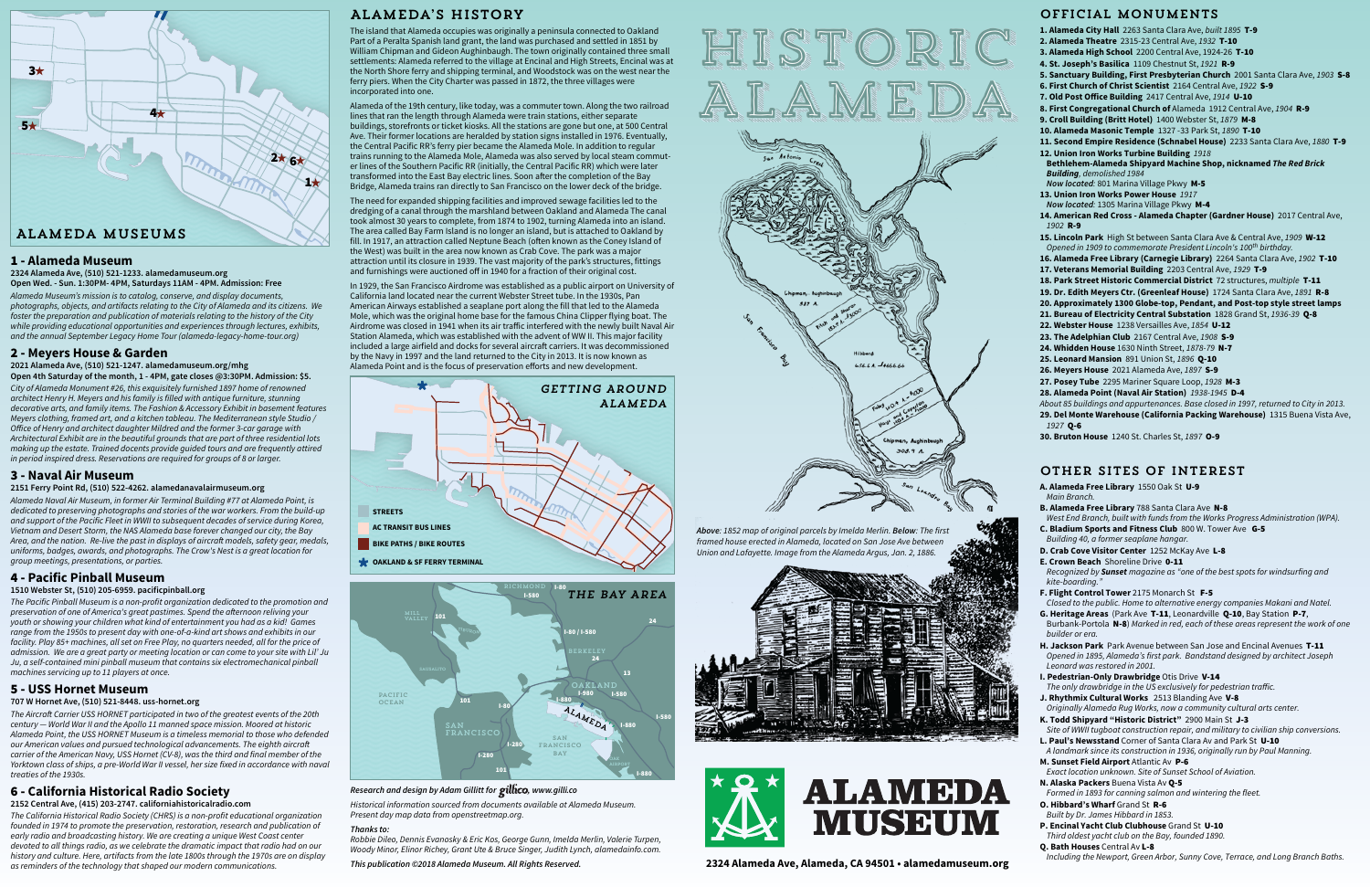# HISTORIC ALAMEDA

## ALAMEDA MUSEUMS

### 1 - Alameda Museum

**2324 Alameda Ave, (510) 521-1233. alamedamuseum.org**
**Open Wed. - Sun. 1:30PM- 4PM, Saturdays 11AM - 4PM. Admission: Free**

*Alameda Museum's mission is to catalog, conserve, and display documents, photographs, objects, and artifacts relating to the City of Alameda and its citizens. We foster the preparation and publication of materials relating to the history of the City while providing educational opportunities and experiences through lectures, exhibits, and the annual September Legacy Home Tour (alameda-legacy-home-tour.org)*

### 2 - Meyers House & Garden

**2021 Alameda Ave, (510) 521-1247. alamedamuseum.org/mhg**
**Open 4th Saturday of the month, 1 - 4PM, gate closes @3:30PM. Admission: $5.**

*City of Alameda Monument #26, this exquisitely furnished 1897 home of renowned architect Henry H. Meyers and his family is filled with antique furniture, stunning decorative arts, and family items. The Fashion & Accessory Exhibit in basement features Meyers clothing, framed art, and a kitchen tableau. The Mediterranean style Studio / Office of Henry and architect daughter Mildred and the former 3-car garage with Architectural Exhibit are in the beautiful grounds that are part of three residential lots making up the estate. Trained docents provide guided tours and are frequently attired in period inspired dress. Reservations are required for groups of 8 or larger.*

### 3 - Naval Air Museum

**2151 Ferry Point Rd, (510) 522-4262. alamedanavalairmuseum.org**

*Alameda Naval Air Museum, in former Air Terminal Building #77 at Alameda Point, is dedicated to preserving photographs and stories of the war workers. From the build-up and support of the Pacific Fleet in WWII to subsequent decades of service during Korea, Vietnam and Desert Storm, the NAS Alameda base forever changed our city, the Bay Area, and the nation. Re-live the past in displays of aircraft models, safety gear, medals, uniforms, badges, awards, and photographs. The Crow's Nest is a great location for group meetings, presentations, or parties.*

### 4 - Pacific Pinball Museum

**1510 Webster St, (510) 205-6959. pacificpinball.org**

*The Pacific Pinball Museum is a non-profit organization dedicated to the promotion and preservation of one of America's great pastimes. Spend the afternoon reliving your youth or showing your children what kind of entertainment you had as a kid! Games range from the 1950s to present day with one-of-a-kind art shows and exhibits in our facility. Play 85+ machines, all set on Free Play, no quarters needed, all for the price of admission. We are a great party or meeting location or can come to your site with Lil' Ju Ju, a self-contained mini pinball museum that contains six electromechanical pinball machines servicing up to 11 players at once.*

### 5 - USS Hornet Museum

**707 W Hornet Ave, (510) 521-8448. uss-hornet.org**

*The Aircraft Carrier USS HORNET participated in two of the greatest events of the 20th century — World War II and the Apollo 11 manned space mission. Moored at historic Alameda Point, the USS HORNET Museum is a timeless memorial to those who defended our American values and pursued technological advancements. The eighth aircraft carrier of the American Navy, USS Hornet (CV-8), was the third and final member of the Yorktown class of ships, a pre-World War II vessel, her size fixed in accordance with naval treaties of the 1930s.*

### 6 - California Historical Radio Society

**2152 Central Ave, (415) 203-2747. californiahistoricalradio.com**

*The California Historical Radio Society (CHRS) is a non-profit educational organization founded in 1974 to promote the preservation, restoration, research and publication of early radio and broadcasting history. We are creating a unique West Coast center devoted to all things radio, as we celebrate the dramatic impact that radio had on our history and culture. Here, artifacts from the late 1800s through the 1970s are on display as reminders of the technology that shaped our modern communications.*

## ALAMEDA'S HISTORY

The island that Alameda occupies was originally a peninsula connected to Oakland Part of a Peralta Spanish land grant, the land was purchased and settled in 1851 by William Chipman and Gideon Aughinbaugh. The town originally contained three small settlements: Alameda referred to the village at Encinal and High Streets, Encinal was at the North Shore ferry and shipping terminal, and Woodstock was on the west near the ferry piers. When the City Charter was passed in 1872, the three villages were incorporated into one.

Alameda of the 19th century, like today, was a commuter town. Along the two railroad lines that ran the length through Alameda were train stations, either separate buildings, storefronts or ticket kiosks. All the stations are gone but one, at 500 Central Ave. Their former locations are heralded by station signs installed in 1976. Eventually, the Central Pacific RR's ferry pier became the Alameda Mole. In addition to regular trains running to the Alameda Mole, Alameda was also served by local steam commuter lines of the Southern Pacific RR (initially, the Central Pacific RR) which were later transformed into the East Bay electric lines. Soon after the completion of the Bay Bridge, Alameda trains ran directly to San Francisco on the lower deck of the bridge.

The need for expanded shipping facilities and improved sewage facilities led to the dredging of a canal through the marshland between Oakland and Alameda The canal took almost 30 years to complete, from 1874 to 1902, turning Alameda into an island. The area called Bay Farm Island is no longer an island, but is attached to Oakland by fill. In 1917, an attraction called Neptune Beach (often known as the Coney Island of the West) was built in the area now known as Crab Cove. The park was a major attraction until its closure in 1939. The vast majority of the park's structures, fittings and furnishings were auctioned off in 1940 for a fraction of their original cost.

In 1929, the San Francisco Airdrome was established as a public airport on University of California land located near the current Webster Street tube. In the 1930s, Pan American Airways established a seaplane port along the fill that led to the Alameda Mole, which was the original home base for the famous China Clipper flying boat. The Airdrome was closed in 1941 when its air traffic interfered with the newly built Naval Air Station Alameda, which was established with the advent of WW II. This major facility included a large airfield and docks for several aircraft carriers. It was decommissioned by the Navy in 1997 and the land returned to the City in 2013. It is now known as Alameda Point and is the focus of preservation efforts and new development.

### GETTING AROUND ALAMEDA

- STREETS
- AC TRANSIT BUS LINES
- BIKE PATHS / BIKE ROUTES
- OAKLAND & SF FERRY TERMINAL

### THE BAY AREA

*Above: 1852 map of original parcels by Imelda Merlin. Below: The first framed house erected in Alameda, located on San Jose Ave between Union and Lafayette. Image from the Alameda Argus, Jan. 2, 1886.*

**Research and design by Adam Gillitt for gillico, www.gilli.co**

*Historical information sourced from documents available at Alameda Museum. Present day map data from openstreetmap.org.*

*Thanks to:*

*Robbie Dileo, Dennis Evanosky & Eric Kos, George Gunn, Imelda Merlin, Valerie Turpen, Woody Minor, Elinor Richey, Grant Ute & Bruce Singer, Judith Lynch, alamedainfo.com.*

***This publication ©2018 Alameda Museum. All Rights Reserved.***

**ALAMEDA MUSEUM**

**2324 Alameda Ave, Alameda, CA 94501 • alamedamuseum.org**

## OFFICIAL MONUMENTS

1. **Alameda City Hall** 2263 Santa Clara Ave, *built 1895* **T-9**
2. **Alameda Theatre** 2315-23 Central Ave, *1932* **T-10**
3. **Alameda High School** 2200 Central Ave, 1924-26 **T-10**
4. **St. Joseph's Basilica** 1109 Chestnut St, *1921* **R-9**
5. **Sanctuary Building, First Presbyterian Church** 2001 Santa Clara Ave, *1903* **S-8**
6. **First Church of Christ Scientist** 2164 Central Ave, *1922* **S-9**
7. **Old Post Office Building** 2417 Central Ave, *1914* **U-10**
8. **First Congregational Church of** Alameda 1912 Central Ave, *1904* **R-9**
9. **Croll Building (Britt Hotel)** 1400 Webster St, *1879* **M-8**
10. **Alameda Masonic Temple** 1327 -33 Park St, *1890* **T-10**
11. **Second Empire Residence (Schnabel House)** 2233 Santa Clara Ave, *1880* **T-9**
12. **Union Iron Works Turbine Building** *1918*
    **Bethlehem-Alameda Shipyard Machine Shop, nicknamed *The Red Brick Building***, *demolished 1984*
    *Now located*: 801 Marina Village Pkwy **M-5**
13. **Union Iron Works Power House** *1917*
    *Now located*: 1305 Marina Village Pkwy **M-4**
14. **American Red Cross - Alameda Chapter (Gardner House)** 2017 Central Ave, *1902* **R-9**
15. **Lincoln Park** High St between Santa Clara Ave & Central Ave, *1909* **W-12**
    *Opened in 1909 to commemorate President Lincoln's 100th birthday.*
16. **Alameda Free Library (Carnegie Library)** 2264 Santa Clara Ave, *1902* **T-10**
17. **Veterans Memorial Building** 2203 Central Ave, *1929* **T-9**
18. **Park Street Historic Commercial District** 72 structures, *multiple* **T-11**
19. **Dr. Edith Meyers Ctr. (Greenleaf House)** 1724 Santa Clara Ave, *1891* **R-8**
20. **Approximately 1300 Globe-top, Pendant, and Post-top style street lamps**
21. **Bureau of Electricity Central Substation** 1828 Grand St, *1936-39* **Q-8**
22. **Webster House** 1238 Versailles Ave, *1854* **U-12**
23. **The Adelphian Club** 2167 Central Ave, *1908* **S-9**
24. **Whidden House** 1630 Ninth Street, *1878-79* **N-7**
25. **Leonard Mansion** 891 Union St, *1896* **Q-10**
26. **Meyers House** 2021 Alameda Ave, *1897* **S-9**
27. **Posey Tube** 2295 Mariner Square Loop, *1928* **M-3**
28. **Alameda Point (Naval Air Station)** *1938-1945* **D-4**
    *About 85 buildings and appurtenances. Base closed in 1997, returned to City in 2013.*
29. **Del Monte Warehouse (California Packing Warehouse)** 1315 Buena Vista Ave, *1927* **Q-6**
30. **Bruton House** 1240 St. Charles St, *1897* **O-9**

## OTHER SITES OF INTEREST

- **A. Alameda Free Library** 1550 Oak St **U-9**
  *Main Branch.*
- **B. Alameda Free Library** 788 Santa Clara Ave **N-8**
  *West End Branch, built with funds from the Works Progress Administration (WPA).*
- **C. Bladium Sports and Fitness Club** 800 W. Tower Ave **G-5**
  *Building 40, a former seaplane hangar.*
- **D. Crab Cove Visitor Center** 1252 McKay Ave **L-8**
- **E. Crown Beach** Shoreline Drive **O-11**
  *Recognized by **Sunset** magazine as "one of the best spots for windsurfing and kite-boarding."*
- **F. Flight Control Tower** 2175 Monarch St **F-5**
  *Closed to the public. Home to alternative energy companies Makani and Natel.*
- **G. Heritage Areas** (Park Ave **T-11**, Leonardville **Q-10**, Bay Station **P-7**, Burbank-Portola **N-8**) *Marked in red, each of these areas represent the work of one builder or era.*
- **H. Jackson Park** Park Avenue between San Jose and Encinal Avenues **T-11**
  *Opened in 1895, Alameda's first park. Bandstand designed by architect Joseph Leonard was restored in 2001.*
- **I. Pedestrian-Only Drawbridge** Otis Drive **V-14**
  *The only drawbridge in the US exclusively for pedestrian traffic.*
- **J. Rhythmix Cultural Works** 2513 Blanding Ave **V-8**
  *Originally Alameda Rug Works, now a community cultural arts center.*
- **K. Todd Shipyard "Historic District"** 2900 Main St **J-3**
  *Site of WWII tugboat construction repair, and military to civilian ship conversions.*
- **L. Paul's Newsstand** Corner of Santa Clara Av and Park St **U-10**
  *A landmark since its construction in 1936, originally run by Paul Manning.*
- **M. Sunset Field Airport** Atlantic Av **P-6**
  *Exact location unknown. Site of Sunset School of Aviation.*
- **N. Alaska Packers** Buena Vista Av **Q-5**
  *Formed in 1893 for canning salmon and wintering the fleet.*
- **O. Hibbard's Wharf** Grand St **R-6**
  *Built by Dr. James Hibbard in 1853.*
- **P. Encinal Yacht Club Clubhouse** Grand St **U-10**
  *Third oldest yacht club on the Bay, founded 1890.*
- **Q. Bath Houses** Central Av **L-8**
  *Including the Newport, Green Arbor, Sunny Cove, Terrace, and Long Branch Baths.*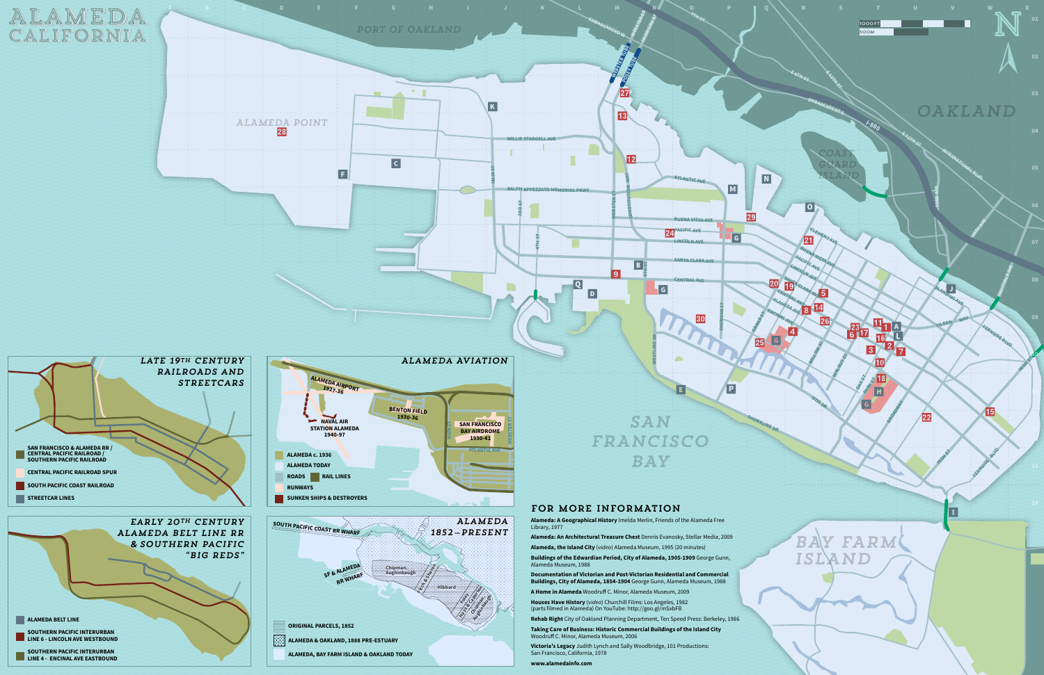# ALAMEDA CALIFORNIA

## LATE 19TH CENTURY RAILROADS AND STREETCARS

- SAN FRANCISCO & ALAMEDA RR / CENTRAL PACIFIC RAILROAD / SOUTHERN PACIFIC RAILROAD
- CENTRAL PACIFIC RAILROAD SPUR
- SOUTH PACIFIC COAST RAILROAD
- STREETCAR LINES

## ALAMEDA AVIATION

ALAMEDA AIRPORT 1927–36

NAVAL AIR STATION ALAMEDA 1940–97

BENTON FIELD 1930–36

SAN FRANCISCO BAY AIRDROME 1930–41

- ALAMEDA c. 1936
- ALAMEDA TODAY
- ROADS
- RAIL LINES
- RUNWAYS
- SUNKEN SHIPS & DESTROYERS

## EARLY 20TH CENTURY ALAMEDA BELT LINE RR & SOUTHERN PACIFIC "BIG REDS"

- ALAMEDA BELT LINE
- SOUTHERN PACIFIC INTERURBAN LINE 6 - LINCOLN AVE WESTBOUND
- SOUTHERN PACIFIC INTERURBAN LINE 4 - ENCINAL AVE EASTBOUND

## ALAMEDA 1852–PRESENT

SOUTH PACIFIC COAST RR WHARF

SF & ALAMEDA RR WHARF

Chipman, Aughinbaugh

Hibbard

- ORIGINAL PARCELS, 1852
- ALAMEDA & OAKLAND, 1888 PRE-ESTUARY
- ALAMEDA, BAY FARM ISLAND & OAKLAND TODAY

## FOR MORE INFORMATION

**Alameda: A Geographical History** Imelda Merlin, Friends of the Alameda Free Library, 1977

**Alameda: An Architectural Treasure Chest** Dennis Evanosky, Stellar Media, 2009

**Alameda, the Island City** (*video*) Alameda Museum, 1995 (20 minutes)

**Buildings of the Edwardian Period, City of Alameda, 1905-1909** George Gunn, Alameda Museum, 1988

**Documentation of Victorian and Post-Victorian Residential and Commercial Buildings, City of Alameda, 1854-1904** George Gunn, Alameda Museum, 1988

**A Home in Alameda** Woodruff C. Minor, Alameda Museum, 2009

**Houses Have History** (*video*) Churchill Films: Los Angeles, 1982 (parts filmed in Alameda) On YouTube: http://goo.gl/mSxbFB

**Rehab Right** City of Oakland Planning Department, Ten Speed Press: Berkeley, 1986

**Taking Care of Business: Historic Commercial Buildings of the Island City** Woodruff C. Minor, Alameda Museum, 2006

**Victoria's Legacy** Judith Lynch and Sally Woodbridge, 101 Productions: San Francisco, California, 1978

**www.alamedainfo.com**